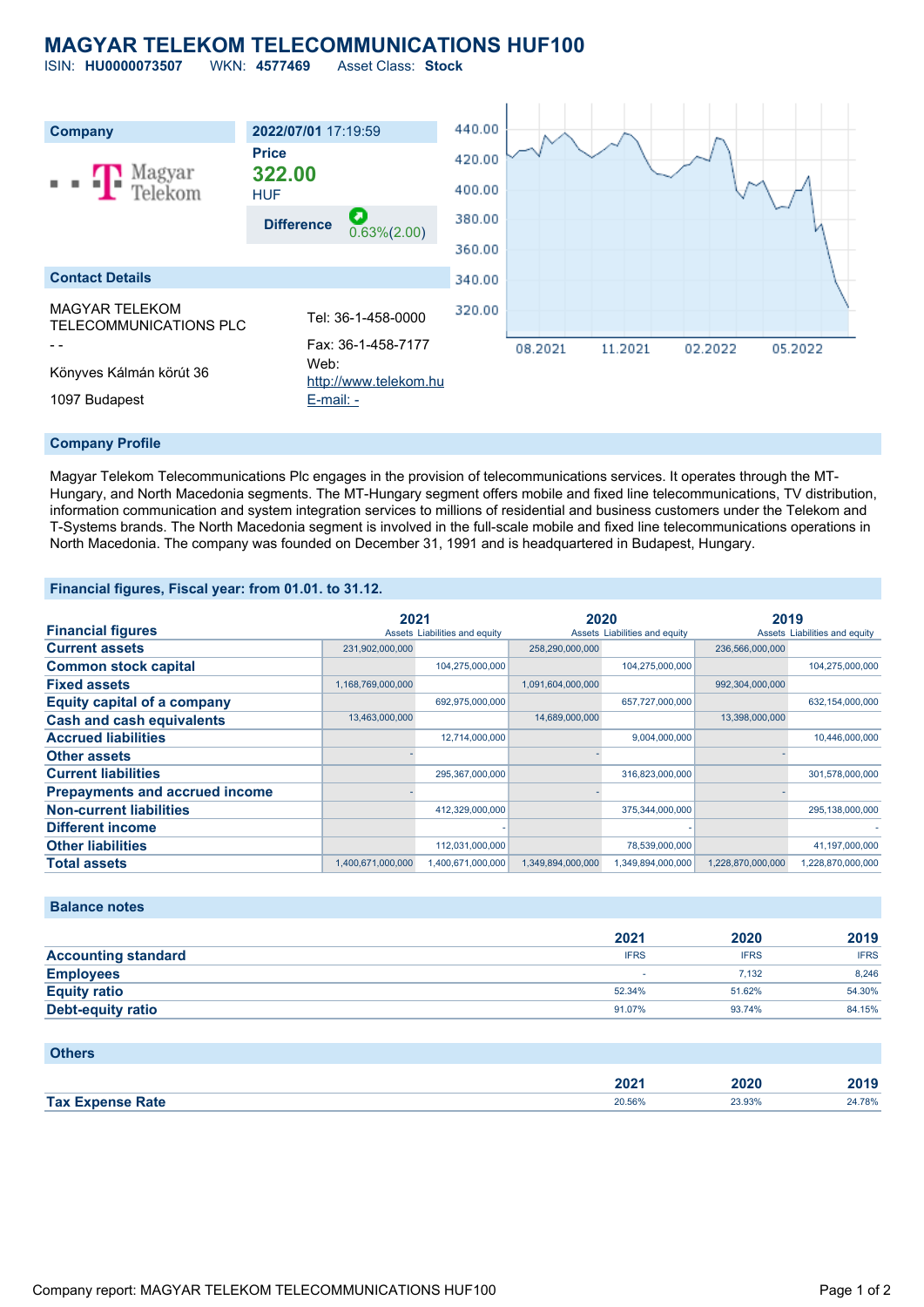# MAGYAR TELEKOM TELECOMMUNICATIONS HUF100

ISIN: **HU0000073507** WKN: **4577469** Asset Class: **Stock**

| Company | 2022/07/01 17:19:59 |
|---|---|
| Magyar Telekom | **Price** 322.00 HUF |
| | **Difference** 0.63%(2.00) |

## Contact Details

MAGYAR TELEKOM TELECOMMUNICATIONS PLC

- -

Könyves Kálmán körút 36

1097 Budapest

Tel: 36-1-458-0000

Fax: 36-1-458-7177

Web: http://www.telekom.hu

E-mail: -

## Company Profile

Magyar Telekom Telecommunications Plc engages in the provision of telecommunications services. It operates through the MT-Hungary, and North Macedonia segments. The MT-Hungary segment offers mobile and fixed line telecommunications, TV distribution, information communication and system integration services to millions of residential and business customers under the Telekom and T-Systems brands. The North Macedonia segment is involved in the full-scale mobile and fixed line telecommunications operations in North Macedonia. The company was founded on December 31, 1991 and is headquartered in Budapest, Hungary.

## Financial figures, Fiscal year: from 01.01. to 31.12.

| Financial figures | 2021 Assets | 2021 Liabilities and equity | 2020 Assets | 2020 Liabilities and equity | 2019 Assets | 2019 Liabilities and equity |
|---|---|---|---|---|---|---|
| Current assets | 231,902,000,000 | | 258,290,000,000 | | 236,566,000,000 | |
| Common stock capital | | 104,275,000,000 | | 104,275,000,000 | | 104,275,000,000 |
| Fixed assets | 1,168,769,000,000 | | 1,091,604,000,000 | | 992,304,000,000 | |
| Equity capital of a company | | 692,975,000,000 | | 657,727,000,000 | | 632,154,000,000 |
| Cash and cash equivalents | 13,463,000,000 | | 14,689,000,000 | | 13,398,000,000 | |
| Accrued liabilities | | 12,714,000,000 | | 9,004,000,000 | | 10,446,000,000 |
| Other assets | - | | - | | - | |
| Current liabilities | | 295,367,000,000 | | 316,823,000,000 | | 301,578,000,000 |
| Prepayments and accrued income | - | | - | | - | |
| Non-current liabilities | | 412,329,000,000 | | 375,344,000,000 | | 295,138,000,000 |
| Different income | | - | | - | | - |
| Other liabilities | | 112,031,000,000 | | 78,539,000,000 | | 41,197,000,000 |
| Total assets | 1,400,671,000,000 | 1,400,671,000,000 | 1,349,894,000,000 | 1,349,894,000,000 | 1,228,870,000,000 | 1,228,870,000,000 |

## Balance notes

| | 2021 | 2020 | 2019 |
|---|---|---|---|
| Accounting standard | IFRS | IFRS | IFRS |
| Employees | - | 7,132 | 8,246 |
| Equity ratio | 52.34% | 51.62% | 54.30% |
| Debt-equity ratio | 91.07% | 93.74% | 84.15% |

## Others

| | 2021 | 2020 | 2019 |
|---|---|---|---|
| Tax Expense Rate | 20.56% | 23.93% | 24.78% |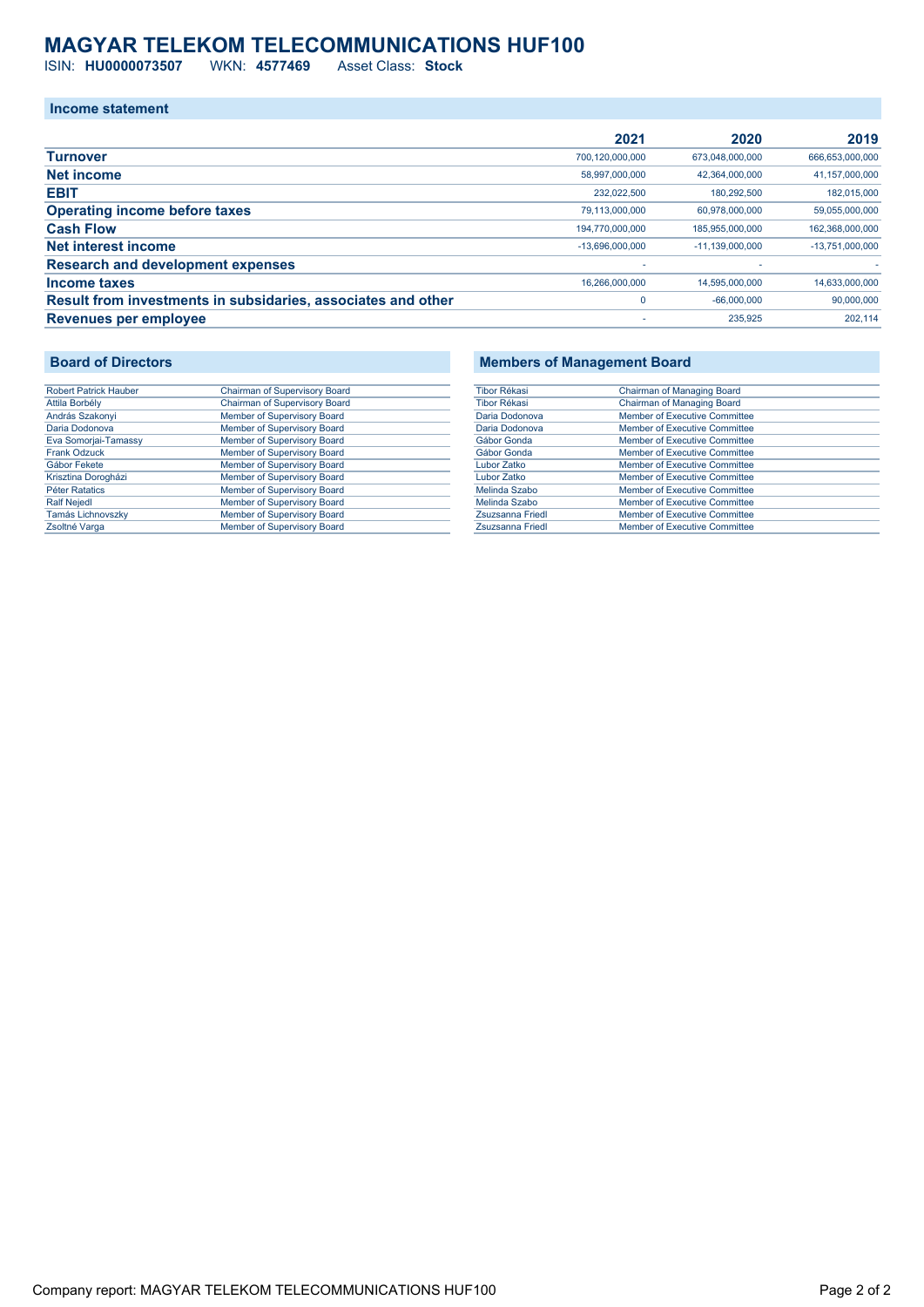# MAGYAR TELEKOM TELECOMMUNICATIONS HUF100

ISIN: **HU0000073507** WKN: **4577469** Asset Class: **Stock**

## Income statement

| | 2021 | 2020 | 2019 |
|---|---|---|---|
| **Turnover** | 700,120,000,000 | 673,048,000,000 | 666,653,000,000 |
| **Net income** | 58,997,000,000 | 42,364,000,000 | 41,157,000,000 |
| **EBIT** | 232,022,500 | 180,292,500 | 182,015,000 |
| **Operating income before taxes** | 79,113,000,000 | 60,978,000,000 | 59,055,000,000 |
| **Cash Flow** | 194,770,000,000 | 185,955,000,000 | 162,368,000,000 |
| **Net interest income** | -13,696,000,000 | -11,139,000,000 | -13,751,000,000 |
| **Research and development expenses** | - | - | - |
| **Income taxes** | 16,266,000,000 | 14,595,000,000 | 14,633,000,000 |
| **Result from investments in subsidaries, associates and other** | 0 | -66,000,000 | 90,000,000 |
| **Revenues per employee** | - | 235,925 | 202,114 |

## Board of Directors

| | |
|---|---|
| Robert Patrick Hauber | Chairman of Supervisory Board |
| Attila Borbély | Chairman of Supervisory Board |
| András Szakonyi | Member of Supervisory Board |
| Daria Dodonova | Member of Supervisory Board |
| Eva Somorjai-Tamassy | Member of Supervisory Board |
| Frank Odzuck | Member of Supervisory Board |
| Gábor Fekete | Member of Supervisory Board |
| Krisztina Dorogházi | Member of Supervisory Board |
| Péter Ratatics | Member of Supervisory Board |
| Ralf Nejedl | Member of Supervisory Board |
| Tamás Lichnovszky | Member of Supervisory Board |
| Zsoltné Varga | Member of Supervisory Board |

## Members of Management Board

| | |
|---|---|
| Tibor Rékasi | Chairman of Managing Board |
| Tibor Rékasi | Chairman of Managing Board |
| Daria Dodonova | Member of Executive Committee |
| Daria Dodonova | Member of Executive Committee |
| Gábor Gonda | Member of Executive Committee |
| Gábor Gonda | Member of Executive Committee |
| Lubor Zatko | Member of Executive Committee |
| Lubor Zatko | Member of Executive Committee |
| Melinda Szabo | Member of Executive Committee |
| Melinda Szabo | Member of Executive Committee |
| Zsuzsanna Friedl | Member of Executive Committee |
| Zsuzsanna Friedl | Member of Executive Committee |